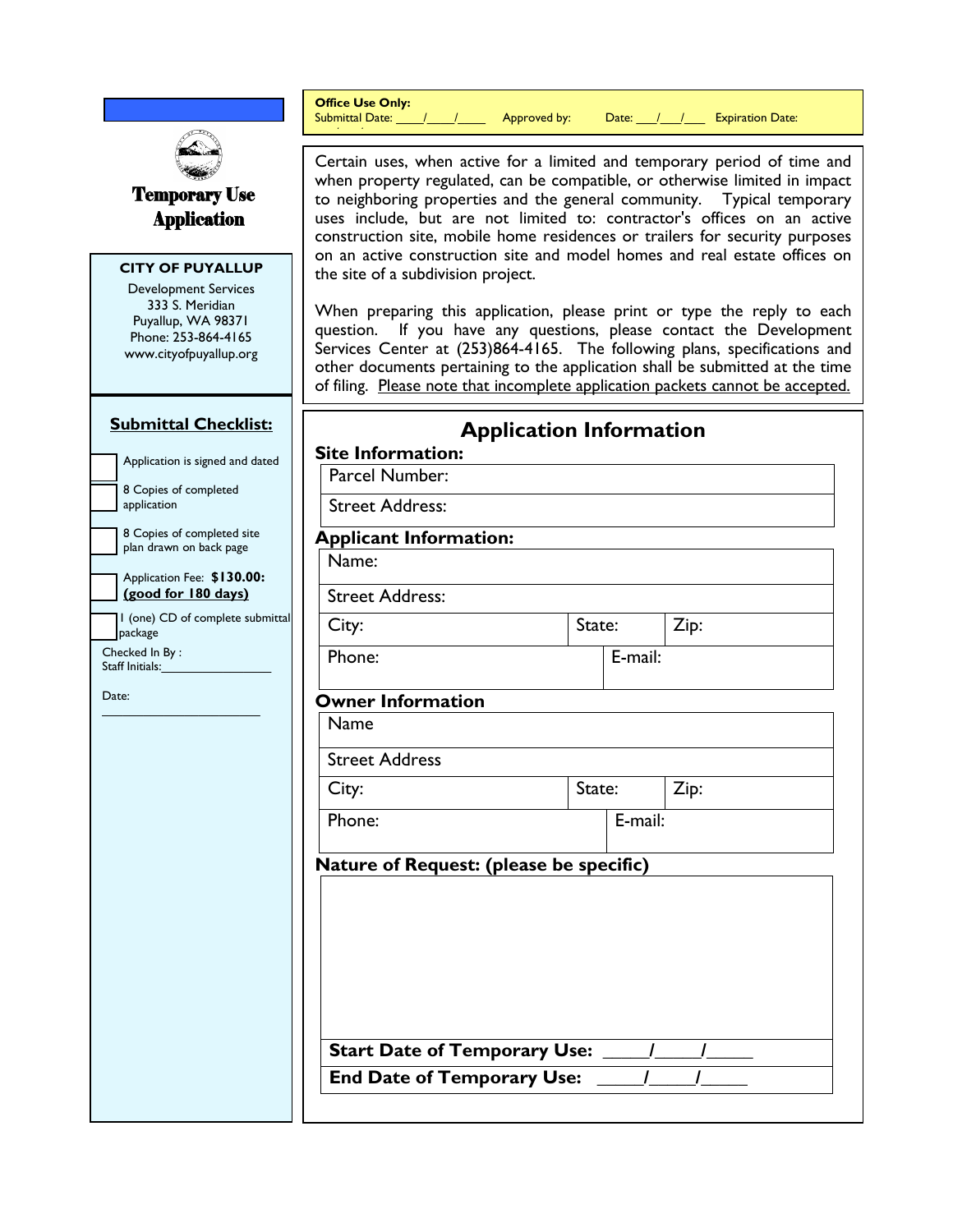**Office Use Only:**
Submittal Date: ____/____/____ Approved by: Date: ___/___/___ Expiration Date:

# Temporary Use Application

**CITY OF PUYALLUP**
Development Services
333 S. Meridian
Puyallup, WA 98371
Phone: 253-864-4165
www.cityofpuyallup.org

Certain uses, when active for a limited and temporary period of time and when property regulated, can be compatible, or otherwise limited in impact to neighboring properties and the general community. Typical temporary uses include, but are not limited to: contractor's offices on an active construction site, mobile home residences or trailers for security purposes on an active construction site and model homes and real estate offices on the site of a subdivision project.

When preparing this application, please print or type the reply to each question. If you have any questions, please contact the Development Services Center at (253)864-4165. The following plans, specifications and other documents pertaining to the application shall be submitted at the time of filing. Please note that incomplete application packets cannot be accepted.

## Submittal Checklist:

- [ ] Application is signed and dated
- [ ] 8 Copies of completed application
- [ ] 8 Copies of completed site plan drawn on back page
- [ ] Application Fee: **$130.00: (good for 180 days)**
- [ ] 1 (one) CD of complete submittal package

Checked In By :
Staff Initials:________________

Date:
______________________

## Application Information

**Site Information:**

| Parcel Number: |
|---|
| Street Address: |

**Applicant Information:**

| Name: | | |
|---|---|---|
| Street Address: | | |
| City: | State: | Zip: |
| Phone: | E-mail: | |

**Owner Information**

| Name | | |
|---|---|---|
| Street Address | | |
| City: | State: | Zip: |
| Phone: | E-mail: | |

**Nature of Request: (please be specific)**

**Start Date of Temporary Use:** _____/_____/_____

**End Date of Temporary Use:** _____/_____/_____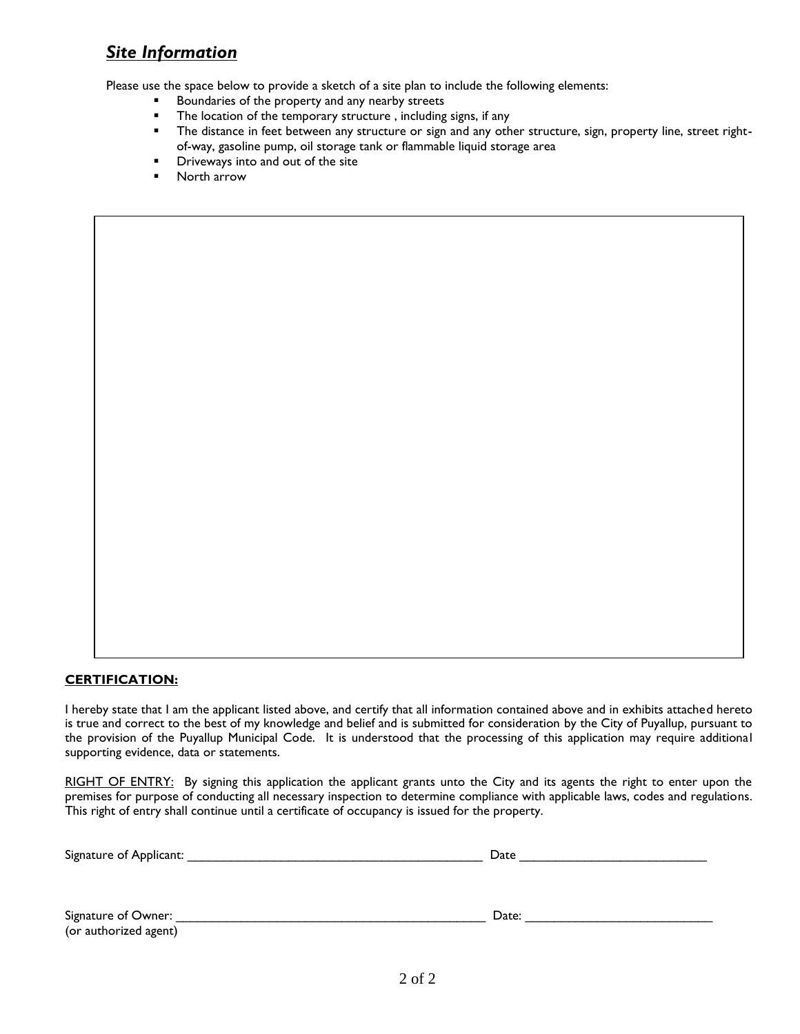## ***Site Information***

Please use the space below to provide a sketch of a site plan to include the following elements:

- Boundaries of the property and any nearby streets
- The location of the temporary structure , including signs, if any
- The distance in feet between any structure or sign and any other structure, sign, property line, street right-of-way, gasoline pump, oil storage tank or flammable liquid storage area
- Driveways into and out of the site
- North arrow

**CERTIFICATION:**

I hereby state that I am the applicant listed above, and certify that all information contained above and in exhibits attached hereto is true and correct to the best of my knowledge and belief and is submitted for consideration by the City of Puyallup, pursuant to the provision of the Puyallup Municipal Code. It is understood that the processing of this application may require additional supporting evidence, data or statements.

RIGHT OF ENTRY: By signing this application the applicant grants unto the City and its agents the right to enter upon the premises for purpose of conducting all necessary inspection to determine compliance with applicable laws, codes and regulations. This right of entry shall continue until a certificate of occupancy is issued for the property.

Signature of Applicant: ____________________________________________ Date ____________________________

Signature of Owner: ____________________________________________ Date: ____________________________
(or authorized agent)